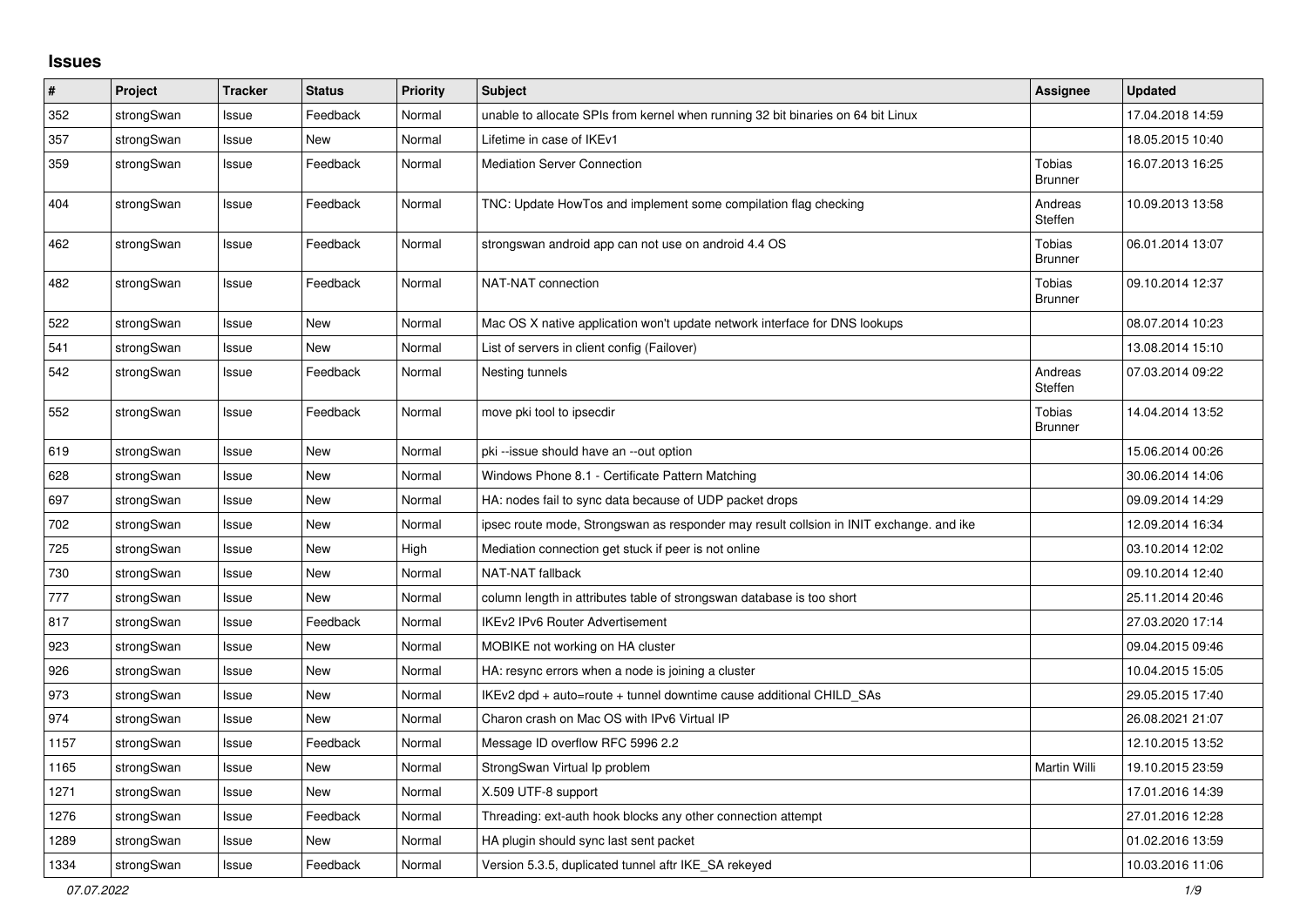# Issues

| # | Project | Tracker | Status | Priority | Subject | Assignee | Updated |
|---|---|---|---|---|---|---|---|
| 352 | strongSwan | Issue | Feedback | Normal | unable to allocate SPIs from kernel when running 32 bit binaries on 64 bit Linux | | 17.04.2018 14:59 |
| 357 | strongSwan | Issue | New | Normal | Lifetime in case of IKEv1 | | 18.05.2015 10:40 |
| 359 | strongSwan | Issue | Feedback | Normal | Mediation Server Connection | Tobias Brunner | 16.07.2013 16:25 |
| 404 | strongSwan | Issue | Feedback | Normal | TNC: Update HowTos and implement some compilation flag checking | Andreas Steffen | 10.09.2013 13:58 |
| 462 | strongSwan | Issue | Feedback | Normal | strongswan android app can not use on android 4.4 OS | Tobias Brunner | 06.01.2014 13:07 |
| 482 | strongSwan | Issue | Feedback | Normal | NAT-NAT connection | Tobias Brunner | 09.10.2014 12:37 |
| 522 | strongSwan | Issue | New | Normal | Mac OS X native application won't update network interface for DNS lookups | | 08.07.2014 10:23 |
| 541 | strongSwan | Issue | New | Normal | List of servers in client config (Failover) | | 13.08.2014 15:10 |
| 542 | strongSwan | Issue | Feedback | Normal | Nesting tunnels | Andreas Steffen | 07.03.2014 09:22 |
| 552 | strongSwan | Issue | Feedback | Normal | move pki tool to ipsecdir | Tobias Brunner | 14.04.2014 13:52 |
| 619 | strongSwan | Issue | New | Normal | pki --issue should have an --out option | | 15.06.2014 00:26 |
| 628 | strongSwan | Issue | New | Normal | Windows Phone 8.1 - Certificate Pattern Matching | | 30.06.2014 14:06 |
| 697 | strongSwan | Issue | New | Normal | HA: nodes fail to sync data because of UDP packet drops | | 09.09.2014 14:29 |
| 702 | strongSwan | Issue | New | Normal | ipsec route mode, Strongswan as responder may result collsion in INIT exchange. and ike | | 12.09.2014 16:34 |
| 725 | strongSwan | Issue | New | High | Mediation connection get stuck if peer is not online | | 03.10.2014 12:02 |
| 730 | strongSwan | Issue | New | Normal | NAT-NAT fallback | | 09.10.2014 12:40 |
| 777 | strongSwan | Issue | New | Normal | column length in attributes table of strongswan database is too short | | 25.11.2014 20:46 |
| 817 | strongSwan | Issue | Feedback | Normal | IKEv2 IPv6 Router Advertisement | | 27.03.2020 17:14 |
| 923 | strongSwan | Issue | New | Normal | MOBIKE not working on HA cluster | | 09.04.2015 09:46 |
| 926 | strongSwan | Issue | New | Normal | HA: resync errors when a node is joining a cluster | | 10.04.2015 15:05 |
| 973 | strongSwan | Issue | New | Normal | IKEv2 dpd + auto=route + tunnel downtime cause additional CHILD_SAs | | 29.05.2015 17:40 |
| 974 | strongSwan | Issue | New | Normal | Charon crash on Mac OS with IPv6 Virtual IP | | 26.08.2021 21:07 |
| 1157 | strongSwan | Issue | Feedback | Normal | Message ID overflow RFC 5996 2.2 | | 12.10.2015 13:52 |
| 1165 | strongSwan | Issue | New | Normal | StrongSwan Virtual Ip problem | Martin Willi | 19.10.2015 23:59 |
| 1271 | strongSwan | Issue | New | Normal | X.509 UTF-8 support | | 17.01.2016 14:39 |
| 1276 | strongSwan | Issue | Feedback | Normal | Threading: ext-auth hook blocks any other connection attempt | | 27.01.2016 12:28 |
| 1289 | strongSwan | Issue | New | Normal | HA plugin should sync last sent packet | | 01.02.2016 13:59 |
| 1334 | strongSwan | Issue | Feedback | Normal | Version 5.3.5, duplicated tunnel aftr IKE_SA rekeyed | | 10.03.2016 11:06 |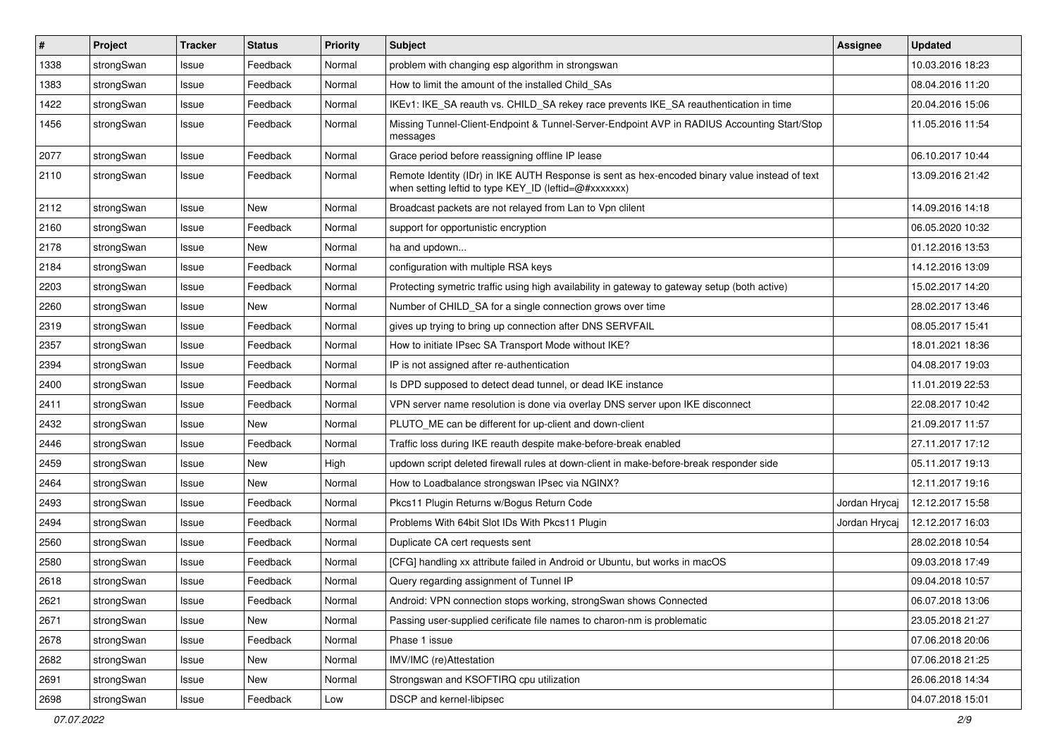| # | Project | Tracker | Status | Priority | Subject | Assignee | Updated |
|---|---|---|---|---|---|---|---|
| 1338 | strongSwan | Issue | Feedback | Normal | problem with changing esp algorithm in strongswan | | 10.03.2016 18:23 |
| 1383 | strongSwan | Issue | Feedback | Normal | How to limit the amount of the installed Child_SAs | | 08.04.2016 11:20 |
| 1422 | strongSwan | Issue | Feedback | Normal | IKEv1: IKE_SA reauth vs. CHILD_SA rekey race prevents IKE_SA reauthentication in time | | 20.04.2016 15:06 |
| 1456 | strongSwan | Issue | Feedback | Normal | Missing Tunnel-Client-Endpoint & Tunnel-Server-Endpoint AVP in RADIUS Accounting Start/Stop messages | | 11.05.2016 11:54 |
| 2077 | strongSwan | Issue | Feedback | Normal | Grace period before reassigning offline IP lease | | 06.10.2017 10:44 |
| 2110 | strongSwan | Issue | Feedback | Normal | Remote Identity (IDr) in IKE AUTH Response is sent as hex-encoded binary value instead of text when setting leftid to type KEY_ID (leftid=@#xxxxxxx) | | 13.09.2016 21:42 |
| 2112 | strongSwan | Issue | New | Normal | Broadcast packets are not relayed from Lan to Vpn clilent | | 14.09.2016 14:18 |
| 2160 | strongSwan | Issue | Feedback | Normal | support for opportunistic encryption | | 06.05.2020 10:32 |
| 2178 | strongSwan | Issue | New | Normal | ha and updown... | | 01.12.2016 13:53 |
| 2184 | strongSwan | Issue | Feedback | Normal | configuration with multiple RSA keys | | 14.12.2016 13:09 |
| 2203 | strongSwan | Issue | Feedback | Normal | Protecting symetric traffic using high availability in gateway to gateway setup (both active) | | 15.02.2017 14:20 |
| 2260 | strongSwan | Issue | New | Normal | Number of CHILD_SA for a single connection grows over time | | 28.02.2017 13:46 |
| 2319 | strongSwan | Issue | Feedback | Normal | gives up trying to bring up connection after DNS SERVFAIL | | 08.05.2017 15:41 |
| 2357 | strongSwan | Issue | Feedback | Normal | How to initiate IPsec SA Transport Mode without IKE? | | 18.01.2021 18:36 |
| 2394 | strongSwan | Issue | Feedback | Normal | IP is not assigned after re-authentication | | 04.08.2017 19:03 |
| 2400 | strongSwan | Issue | Feedback | Normal | Is DPD supposed to detect dead tunnel, or dead IKE instance | | 11.01.2019 22:53 |
| 2411 | strongSwan | Issue | Feedback | Normal | VPN server name resolution is done via overlay DNS server upon IKE disconnect | | 22.08.2017 10:42 |
| 2432 | strongSwan | Issue | New | Normal | PLUTO_ME can be different for up-client and down-client | | 21.09.2017 11:57 |
| 2446 | strongSwan | Issue | Feedback | Normal | Traffic loss during IKE reauth despite make-before-break enabled | | 27.11.2017 17:12 |
| 2459 | strongSwan | Issue | New | High | updown script deleted firewall rules at down-client in make-before-break responder side | | 05.11.2017 19:13 |
| 2464 | strongSwan | Issue | New | Normal | How to Loadbalance strongswan IPsec via NGINX? | | 12.11.2017 19:16 |
| 2493 | strongSwan | Issue | Feedback | Normal | Pkcs11 Plugin Returns w/Bogus Return Code | Jordan Hrycaj | 12.12.2017 15:58 |
| 2494 | strongSwan | Issue | Feedback | Normal | Problems With 64bit Slot IDs With Pkcs11 Plugin | Jordan Hrycaj | 12.12.2017 16:03 |
| 2560 | strongSwan | Issue | Feedback | Normal | Duplicate CA cert requests sent | | 28.02.2018 10:54 |
| 2580 | strongSwan | Issue | Feedback | Normal | [CFG] handling xx attribute failed in Android or Ubuntu, but works in macOS | | 09.03.2018 17:49 |
| 2618 | strongSwan | Issue | Feedback | Normal | Query regarding assignment of Tunnel IP | | 09.04.2018 10:57 |
| 2621 | strongSwan | Issue | Feedback | Normal | Android: VPN connection stops working, strongSwan shows Connected | | 06.07.2018 13:06 |
| 2671 | strongSwan | Issue | New | Normal | Passing user-supplied cerificate file names to charon-nm is problematic | | 23.05.2018 21:27 |
| 2678 | strongSwan | Issue | Feedback | Normal | Phase 1 issue | | 07.06.2018 20:06 |
| 2682 | strongSwan | Issue | New | Normal | IMV/IMC (re)Attestation | | 07.06.2018 21:25 |
| 2691 | strongSwan | Issue | New | Normal | Strongswan and KSOFTIRQ cpu utilization | | 26.06.2018 14:34 |
| 2698 | strongSwan | Issue | Feedback | Low | DSCP and kernel-libipsec | | 04.07.2018 15:01 |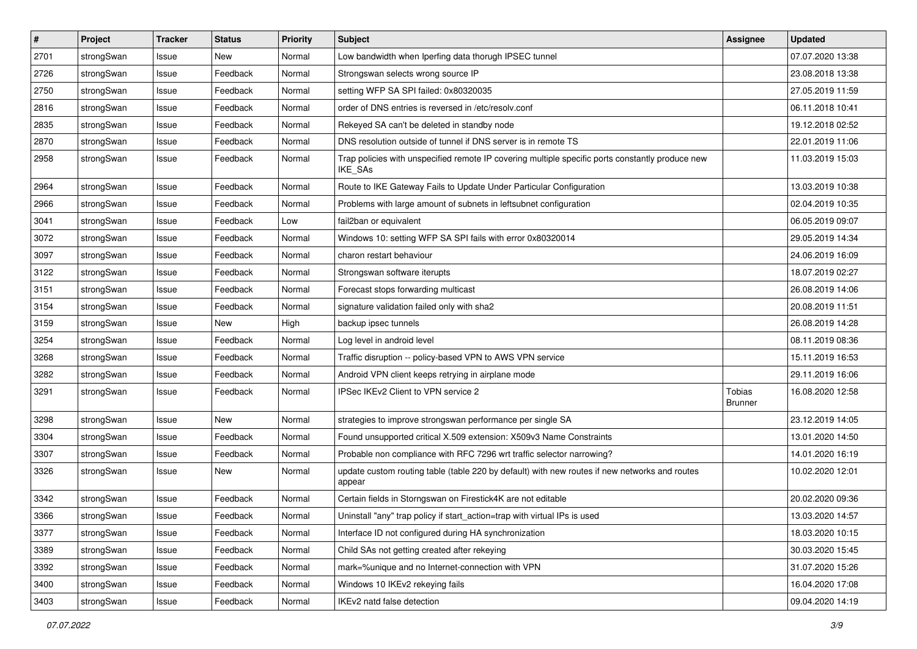| # | Project | Tracker | Status | Priority | Subject | Assignee | Updated |
|---|---|---|---|---|---|---|---|
| 2701 | strongSwan | Issue | New | Normal | Low bandwidth when Iperfing data thorugh IPSEC tunnel | | 07.07.2020 13:38 |
| 2726 | strongSwan | Issue | Feedback | Normal | Strongswan selects wrong source IP | | 23.08.2018 13:38 |
| 2750 | strongSwan | Issue | Feedback | Normal | setting WFP SA SPI failed: 0x80320035 | | 27.05.2019 11:59 |
| 2816 | strongSwan | Issue | Feedback | Normal | order of DNS entries is reversed in /etc/resolv.conf | | 06.11.2018 10:41 |
| 2835 | strongSwan | Issue | Feedback | Normal | Rekeyed SA can't be deleted in standby node | | 19.12.2018 02:52 |
| 2870 | strongSwan | Issue | Feedback | Normal | DNS resolution outside of tunnel if DNS server is in remote TS | | 22.01.2019 11:06 |
| 2958 | strongSwan | Issue | Feedback | Normal | Trap policies with unspecified remote IP covering multiple specific ports constantly produce new IKE_SAs | | 11.03.2019 15:03 |
| 2964 | strongSwan | Issue | Feedback | Normal | Route to IKE Gateway Fails to Update Under Particular Configuration | | 13.03.2019 10:38 |
| 2966 | strongSwan | Issue | Feedback | Normal | Problems with large amount of subnets in leftsubnet configuration | | 02.04.2019 10:35 |
| 3041 | strongSwan | Issue | Feedback | Low | fail2ban or equivalent | | 06.05.2019 09:07 |
| 3072 | strongSwan | Issue | Feedback | Normal | Windows 10: setting WFP SA SPI fails with error 0x80320014 | | 29.05.2019 14:34 |
| 3097 | strongSwan | Issue | Feedback | Normal | charon restart behaviour | | 24.06.2019 16:09 |
| 3122 | strongSwan | Issue | Feedback | Normal | Strongswan software iterupts | | 18.07.2019 02:27 |
| 3151 | strongSwan | Issue | Feedback | Normal | Forecast stops forwarding multicast | | 26.08.2019 14:06 |
| 3154 | strongSwan | Issue | Feedback | Normal | signature validation failed only with sha2 | | 20.08.2019 11:51 |
| 3159 | strongSwan | Issue | New | High | backup ipsec tunnels | | 26.08.2019 14:28 |
| 3254 | strongSwan | Issue | Feedback | Normal | Log level in android level | | 08.11.2019 08:36 |
| 3268 | strongSwan | Issue | Feedback | Normal | Traffic disruption -- policy-based VPN to AWS VPN service | | 15.11.2019 16:53 |
| 3282 | strongSwan | Issue | Feedback | Normal | Android VPN client keeps retrying in airplane mode | | 29.11.2019 16:06 |
| 3291 | strongSwan | Issue | Feedback | Normal | IPSec IKEv2 Client to VPN service 2 | Tobias Brunner | 16.08.2020 12:58 |
| 3298 | strongSwan | Issue | New | Normal | strategies to improve strongswan performance per single SA | | 23.12.2019 14:05 |
| 3304 | strongSwan | Issue | Feedback | Normal | Found unsupported critical X.509 extension: X509v3 Name Constraints | | 13.01.2020 14:50 |
| 3307 | strongSwan | Issue | Feedback | Normal | Probable non compliance with RFC 7296 wrt traffic selector narrowing? | | 14.01.2020 16:19 |
| 3326 | strongSwan | Issue | New | Normal | update custom routing table (table 220 by default) with new routes if new networks and routes appear | | 10.02.2020 12:01 |
| 3342 | strongSwan | Issue | Feedback | Normal | Certain fields in Storngswan on Firestick4K are not editable | | 20.02.2020 09:36 |
| 3366 | strongSwan | Issue | Feedback | Normal | Uninstall "any" trap policy if start_action=trap with virtual IPs is used | | 13.03.2020 14:57 |
| 3377 | strongSwan | Issue | Feedback | Normal | Interface ID not configured during HA synchronization | | 18.03.2020 10:15 |
| 3389 | strongSwan | Issue | Feedback | Normal | Child SAs not getting created after rekeying | | 30.03.2020 15:45 |
| 3392 | strongSwan | Issue | Feedback | Normal | mark=%unique and no Internet-connection with VPN | | 31.07.2020 15:26 |
| 3400 | strongSwan | Issue | Feedback | Normal | Windows 10 IKEv2 rekeying fails | | 16.04.2020 17:08 |
| 3403 | strongSwan | Issue | Feedback | Normal | IKEv2 natd false detection | | 09.04.2020 14:19 |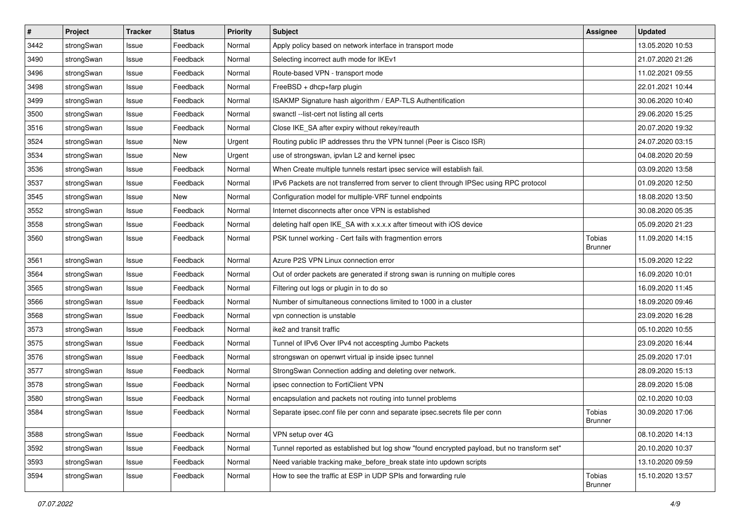| # | Project | Tracker | Status | Priority | Subject | Assignee | Updated |
|---|---|---|---|---|---|---|---|
| 3442 | strongSwan | Issue | Feedback | Normal | Apply policy based on network interface in transport mode | | 13.05.2020 10:53 |
| 3490 | strongSwan | Issue | Feedback | Normal | Selecting incorrect auth mode for IKEv1 | | 21.07.2020 21:26 |
| 3496 | strongSwan | Issue | Feedback | Normal | Route-based VPN - transport mode | | 11.02.2021 09:55 |
| 3498 | strongSwan | Issue | Feedback | Normal | FreeBSD + dhcp+farp plugin | | 22.01.2021 10:44 |
| 3499 | strongSwan | Issue | Feedback | Normal | ISAKMP Signature hash algorithm / EAP-TLS Authentification | | 30.06.2020 10:40 |
| 3500 | strongSwan | Issue | Feedback | Normal | swanctl --list-cert not listing all certs | | 29.06.2020 15:25 |
| 3516 | strongSwan | Issue | Feedback | Normal | Close IKE_SA after expiry without rekey/reauth | | 20.07.2020 19:32 |
| 3524 | strongSwan | Issue | New | Urgent | Routing public IP addresses thru the VPN tunnel (Peer is Cisco ISR) | | 24.07.2020 03:15 |
| 3534 | strongSwan | Issue | New | Urgent | use of strongswan, ipvlan L2 and kernel ipsec | | 04.08.2020 20:59 |
| 3536 | strongSwan | Issue | Feedback | Normal | When Create multiple tunnels restart ipsec service will establish fail. | | 03.09.2020 13:58 |
| 3537 | strongSwan | Issue | Feedback | Normal | IPv6 Packets are not transferred from server to client through IPSec using RPC protocol | | 01.09.2020 12:50 |
| 3545 | strongSwan | Issue | New | Normal | Configuration model for multiple-VRF tunnel endpoints | | 18.08.2020 13:50 |
| 3552 | strongSwan | Issue | Feedback | Normal | Internet disconnects after once VPN is established | | 30.08.2020 05:35 |
| 3558 | strongSwan | Issue | Feedback | Normal | deleting half open IKE_SA with x.x.x.x after timeout with iOS device | | 05.09.2020 21:23 |
| 3560 | strongSwan | Issue | Feedback | Normal | PSK tunnel working - Cert fails with fragmention errors | Tobias Brunner | 11.09.2020 14:15 |
| 3561 | strongSwan | Issue | Feedback | Normal | Azure P2S VPN Linux connection error | | 15.09.2020 12:22 |
| 3564 | strongSwan | Issue | Feedback | Normal | Out of order packets are generated if strong swan is running on multiple cores | | 16.09.2020 10:01 |
| 3565 | strongSwan | Issue | Feedback | Normal | Filtering out logs or plugin in to do so | | 16.09.2020 11:45 |
| 3566 | strongSwan | Issue | Feedback | Normal | Number of simultaneous connections limited to 1000 in a cluster | | 18.09.2020 09:46 |
| 3568 | strongSwan | Issue | Feedback | Normal | vpn connection is unstable | | 23.09.2020 16:28 |
| 3573 | strongSwan | Issue | Feedback | Normal | ike2 and transit traffic | | 05.10.2020 10:55 |
| 3575 | strongSwan | Issue | Feedback | Normal | Tunnel of IPv6 Over IPv4 not accespting Jumbo Packets | | 23.09.2020 16:44 |
| 3576 | strongSwan | Issue | Feedback | Normal | strongswan on openwrt virtual ip inside ipsec tunnel | | 25.09.2020 17:01 |
| 3577 | strongSwan | Issue | Feedback | Normal | StrongSwan Connection adding and deleting over network. | | 28.09.2020 15:13 |
| 3578 | strongSwan | Issue | Feedback | Normal | ipsec connection to FortiClient VPN | | 28.09.2020 15:08 |
| 3580 | strongSwan | Issue | Feedback | Normal | encapsulation and packets not routing into tunnel problems | | 02.10.2020 10:03 |
| 3584 | strongSwan | Issue | Feedback | Normal | Separate ipsec.conf file per conn and separate ipsec.secrets file per conn | Tobias Brunner | 30.09.2020 17:06 |
| 3588 | strongSwan | Issue | Feedback | Normal | VPN setup over 4G | | 08.10.2020 14:13 |
| 3592 | strongSwan | Issue | Feedback | Normal | Tunnel reported as established but log show "found encrypted payload, but no transform set" | | 20.10.2020 10:37 |
| 3593 | strongSwan | Issue | Feedback | Normal | Need variable tracking make_before_break state into updown scripts | | 13.10.2020 09:59 |
| 3594 | strongSwan | Issue | Feedback | Normal | How to see the traffic at ESP in UDP SPIs and forwarding rule | Tobias Brunner | 15.10.2020 13:57 |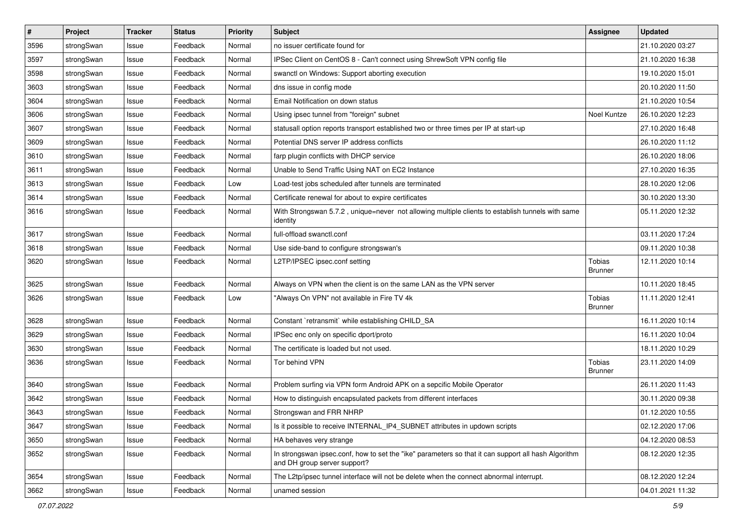| # | Project | Tracker | Status | Priority | Subject | Assignee | Updated |
|---|---|---|---|---|---|---|---|
| 3596 | strongSwan | Issue | Feedback | Normal | no issuer certificate found for | | 21.10.2020 03:27 |
| 3597 | strongSwan | Issue | Feedback | Normal | IPSec Client on CentOS 8 - Can't connect using ShrewSoft VPN config file | | 21.10.2020 16:38 |
| 3598 | strongSwan | Issue | Feedback | Normal | swanctl on Windows: Support aborting execution | | 19.10.2020 15:01 |
| 3603 | strongSwan | Issue | Feedback | Normal | dns issue in config mode | | 20.10.2020 11:50 |
| 3604 | strongSwan | Issue | Feedback | Normal | Email Notification on down status | | 21.10.2020 10:54 |
| 3606 | strongSwan | Issue | Feedback | Normal | Using ipsec tunnel from "foreign" subnet | Noel Kuntze | 26.10.2020 12:23 |
| 3607 | strongSwan | Issue | Feedback | Normal | statusall option reports transport established two or three times per IP at start-up | | 27.10.2020 16:48 |
| 3609 | strongSwan | Issue | Feedback | Normal | Potential DNS server IP address conflicts | | 26.10.2020 11:12 |
| 3610 | strongSwan | Issue | Feedback | Normal | farp plugin conflicts with DHCP service | | 26.10.2020 18:06 |
| 3611 | strongSwan | Issue | Feedback | Normal | Unable to Send Traffic Using NAT on EC2 Instance | | 27.10.2020 16:35 |
| 3613 | strongSwan | Issue | Feedback | Low | Load-test jobs scheduled after tunnels are terminated | | 28.10.2020 12:06 |
| 3614 | strongSwan | Issue | Feedback | Normal | Certificate renewal for about to expire certificates | | 30.10.2020 13:30 |
| 3616 | strongSwan | Issue | Feedback | Normal | With Strongswan 5.7.2 , unique=never not allowing multiple clients to establish tunnels with same identity | | 05.11.2020 12:32 |
| 3617 | strongSwan | Issue | Feedback | Normal | full-offload swanctl.conf | | 03.11.2020 17:24 |
| 3618 | strongSwan | Issue | Feedback | Normal | Use side-band to configure strongswan's | | 09.11.2020 10:38 |
| 3620 | strongSwan | Issue | Feedback | Normal | L2TP/IPSEC ipsec.conf setting | Tobias Brunner | 12.11.2020 10:14 |
| 3625 | strongSwan | Issue | Feedback | Normal | Always on VPN when the client is on the same LAN as the VPN server | | 10.11.2020 18:45 |
| 3626 | strongSwan | Issue | Feedback | Low | "Always On VPN" not available in Fire TV 4k | Tobias Brunner | 11.11.2020 12:41 |
| 3628 | strongSwan | Issue | Feedback | Normal | Constant `retransmit` while establishing CHILD_SA | | 16.11.2020 10:14 |
| 3629 | strongSwan | Issue | Feedback | Normal | IPSec enc only on specific dport/proto | | 16.11.2020 10:04 |
| 3630 | strongSwan | Issue | Feedback | Normal | The certificate is loaded but not used. | | 18.11.2020 10:29 |
| 3636 | strongSwan | Issue | Feedback | Normal | Tor behind VPN | Tobias Brunner | 23.11.2020 14:09 |
| 3640 | strongSwan | Issue | Feedback | Normal | Problem surfing via VPN form Android APK on a sepcific Mobile Operator | | 26.11.2020 11:43 |
| 3642 | strongSwan | Issue | Feedback | Normal | How to distinguish encapsulated packets from different interfaces | | 30.11.2020 09:38 |
| 3643 | strongSwan | Issue | Feedback | Normal | Strongswan and FRR NHRP | | 01.12.2020 10:55 |
| 3647 | strongSwan | Issue | Feedback | Normal | Is it possible to receive INTERNAL_IP4_SUBNET attributes in updown scripts | | 02.12.2020 17:06 |
| 3650 | strongSwan | Issue | Feedback | Normal | HA behaves very strange | | 04.12.2020 08:53 |
| 3652 | strongSwan | Issue | Feedback | Normal | In strongswan ipsec.conf, how to set the "ike" parameters so that it can support all hash Algorithm and DH group server support? | | 08.12.2020 12:35 |
| 3654 | strongSwan | Issue | Feedback | Normal | The L2tp/ipsec tunnel interface will not be delete when the connect abnormal interrupt. | | 08.12.2020 12:24 |
| 3662 | strongSwan | Issue | Feedback | Normal | unamed session | | 04.01.2021 11:32 |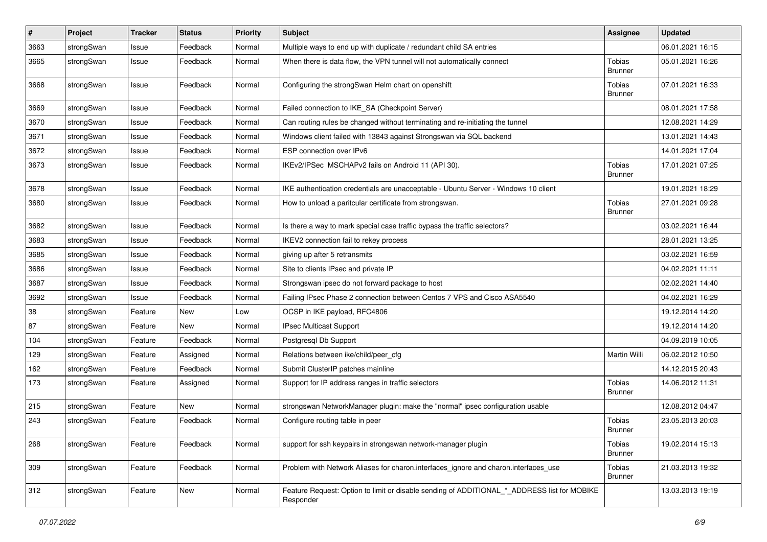| # | Project | Tracker | Status | Priority | Subject | Assignee | Updated |
|---|---|---|---|---|---|---|---|
| 3663 | strongSwan | Issue | Feedback | Normal | Multiple ways to end up with duplicate / redundant child SA entries | | 06.01.2021 16:15 |
| 3665 | strongSwan | Issue | Feedback | Normal | When there is data flow, the VPN tunnel will not automatically connect | Tobias Brunner | 05.01.2021 16:26 |
| 3668 | strongSwan | Issue | Feedback | Normal | Configuring the strongSwan Helm chart on openshift | Tobias Brunner | 07.01.2021 16:33 |
| 3669 | strongSwan | Issue | Feedback | Normal | Failed connection to IKE_SA (Checkpoint Server) | | 08.01.2021 17:58 |
| 3670 | strongSwan | Issue | Feedback | Normal | Can routing rules be changed without terminating and re-initiating the tunnel | | 12.08.2021 14:29 |
| 3671 | strongSwan | Issue | Feedback | Normal | Windows client failed with 13843 against Strongswan via SQL backend | | 13.01.2021 14:43 |
| 3672 | strongSwan | Issue | Feedback | Normal | ESP connection over IPv6 | | 14.01.2021 17:04 |
| 3673 | strongSwan | Issue | Feedback | Normal | IKEv2/IPSec MSCHAPv2 fails on Android 11 (API 30). | Tobias Brunner | 17.01.2021 07:25 |
| 3678 | strongSwan | Issue | Feedback | Normal | IKE authentication credentials are unacceptable - Ubuntu Server - Windows 10 client | | 19.01.2021 18:29 |
| 3680 | strongSwan | Issue | Feedback | Normal | How to unload a paritcular certificate from strongswan. | Tobias Brunner | 27.01.2021 09:28 |
| 3682 | strongSwan | Issue | Feedback | Normal | Is there a way to mark special case traffic bypass the traffic selectors? | | 03.02.2021 16:44 |
| 3683 | strongSwan | Issue | Feedback | Normal | IKEV2 connection fail to rekey process | | 28.01.2021 13:25 |
| 3685 | strongSwan | Issue | Feedback | Normal | giving up after 5 retransmits | | 03.02.2021 16:59 |
| 3686 | strongSwan | Issue | Feedback | Normal | Site to clients IPsec and private IP | | 04.02.2021 11:11 |
| 3687 | strongSwan | Issue | Feedback | Normal | Strongswan ipsec do not forward package to host | | 02.02.2021 14:40 |
| 3692 | strongSwan | Issue | Feedback | Normal | Failing IPsec Phase 2 connection between Centos 7 VPS and Cisco ASA5540 | | 04.02.2021 16:29 |
| 38 | strongSwan | Feature | New | Low | OCSP in IKE payload, RFC4806 | | 19.12.2014 14:20 |
| 87 | strongSwan | Feature | New | Normal | IPsec Multicast Support | | 19.12.2014 14:20 |
| 104 | strongSwan | Feature | Feedback | Normal | Postgresql Db Support | | 04.09.2019 10:05 |
| 129 | strongSwan | Feature | Assigned | Normal | Relations between ike/child/peer_cfg | Martin Willi | 06.02.2012 10:50 |
| 162 | strongSwan | Feature | Feedback | Normal | Submit ClusterIP patches mainline | | 14.12.2015 20:43 |
| 173 | strongSwan | Feature | Assigned | Normal | Support for IP address ranges in traffic selectors | Tobias Brunner | 14.06.2012 11:31 |
| 215 | strongSwan | Feature | New | Normal | strongswan NetworkManager plugin: make the "normal" ipsec configuration usable | | 12.08.2012 04:47 |
| 243 | strongSwan | Feature | Feedback | Normal | Configure routing table in peer | Tobias Brunner | 23.05.2013 20:03 |
| 268 | strongSwan | Feature | Feedback | Normal | support for ssh keypairs in strongswan network-manager plugin | Tobias Brunner | 19.02.2014 15:13 |
| 309 | strongSwan | Feature | Feedback | Normal | Problem with Network Aliases for charon.interfaces_ignore and charon.interfaces_use | Tobias Brunner | 21.03.2013 19:32 |
| 312 | strongSwan | Feature | New | Normal | Feature Request: Option to limit or disable sending of ADDITIONAL_*_ADDRESS list for MOBIKE Responder | | 13.03.2013 19:19 |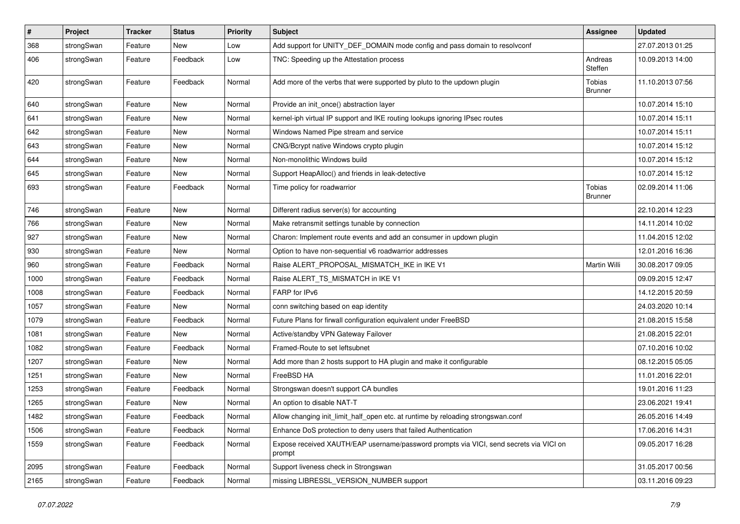| # | Project | Tracker | Status | Priority | Subject | Assignee | Updated |
|---|---|---|---|---|---|---|---|
| 368 | strongSwan | Feature | New | Low | Add support for UNITY_DEF_DOMAIN mode config and pass domain to resolvconf | | 27.07.2013 01:25 |
| 406 | strongSwan | Feature | Feedback | Low | TNC: Speeding up the Attestation process | Andreas Steffen | 10.09.2013 14:00 |
| 420 | strongSwan | Feature | Feedback | Normal | Add more of the verbs that were supported by pluto to the updown plugin | Tobias Brunner | 11.10.2013 07:56 |
| 640 | strongSwan | Feature | New | Normal | Provide an init_once() abstraction layer | | 10.07.2014 15:10 |
| 641 | strongSwan | Feature | New | Normal | kernel-iph virtual IP support and IKE routing lookups ignoring IPsec routes | | 10.07.2014 15:11 |
| 642 | strongSwan | Feature | New | Normal | Windows Named Pipe stream and service | | 10.07.2014 15:11 |
| 643 | strongSwan | Feature | New | Normal | CNG/Bcrypt native Windows crypto plugin | | 10.07.2014 15:12 |
| 644 | strongSwan | Feature | New | Normal | Non-monolithic Windows build | | 10.07.2014 15:12 |
| 645 | strongSwan | Feature | New | Normal | Support HeapAlloc() and friends in leak-detective | | 10.07.2014 15:12 |
| 693 | strongSwan | Feature | Feedback | Normal | Time policy for roadwarrior | Tobias Brunner | 02.09.2014 11:06 |
| 746 | strongSwan | Feature | New | Normal | Different radius server(s) for accounting | | 22.10.2014 12:23 |
| 766 | strongSwan | Feature | New | Normal | Make retransmit settings tunable by connection | | 14.11.2014 10:02 |
| 927 | strongSwan | Feature | New | Normal | Charon: Implement route events and add an consumer in updown plugin | | 11.04.2015 12:02 |
| 930 | strongSwan | Feature | New | Normal | Option to have non-sequential v6 roadwarrior addresses | | 12.01.2016 16:36 |
| 960 | strongSwan | Feature | Feedback | Normal | Raise ALERT_PROPOSAL_MISMATCH_IKE in IKE V1 | Martin Willi | 30.08.2017 09:05 |
| 1000 | strongSwan | Feature | Feedback | Normal | Raise ALERT_TS_MISMATCH in IKE V1 | | 09.09.2015 12:47 |
| 1008 | strongSwan | Feature | Feedback | Normal | FARP for IPv6 | | 14.12.2015 20:59 |
| 1057 | strongSwan | Feature | New | Normal | conn switching based on eap identity | | 24.03.2020 10:14 |
| 1079 | strongSwan | Feature | Feedback | Normal | Future Plans for firwall configuration equivalent under FreeBSD | | 21.08.2015 15:58 |
| 1081 | strongSwan | Feature | New | Normal | Active/standby VPN Gateway Failover | | 21.08.2015 22:01 |
| 1082 | strongSwan | Feature | Feedback | Normal | Framed-Route to set leftsubnet | | 07.10.2016 10:02 |
| 1207 | strongSwan | Feature | New | Normal | Add more than 2 hosts support to HA plugin and make it configurable | | 08.12.2015 05:05 |
| 1251 | strongSwan | Feature | New | Normal | FreeBSD HA | | 11.01.2016 22:01 |
| 1253 | strongSwan | Feature | Feedback | Normal | Strongswan doesn't support CA bundles | | 19.01.2016 11:23 |
| 1265 | strongSwan | Feature | New | Normal | An option to disable NAT-T | | 23.06.2021 19:41 |
| 1482 | strongSwan | Feature | Feedback | Normal | Allow changing init_limit_half_open etc. at runtime by reloading strongswan.conf | | 26.05.2016 14:49 |
| 1506 | strongSwan | Feature | Feedback | Normal | Enhance DoS protection to deny users that failed Authentication | | 17.06.2016 14:31 |
| 1559 | strongSwan | Feature | Feedback | Normal | Expose received XAUTH/EAP username/password prompts via VICI, send secrets via VICI on prompt | | 09.05.2017 16:28 |
| 2095 | strongSwan | Feature | Feedback | Normal | Support liveness check in Strongswan | | 31.05.2017 00:56 |
| 2165 | strongSwan | Feature | Feedback | Normal | missing LIBRESSL_VERSION_NUMBER support | | 03.11.2016 09:23 |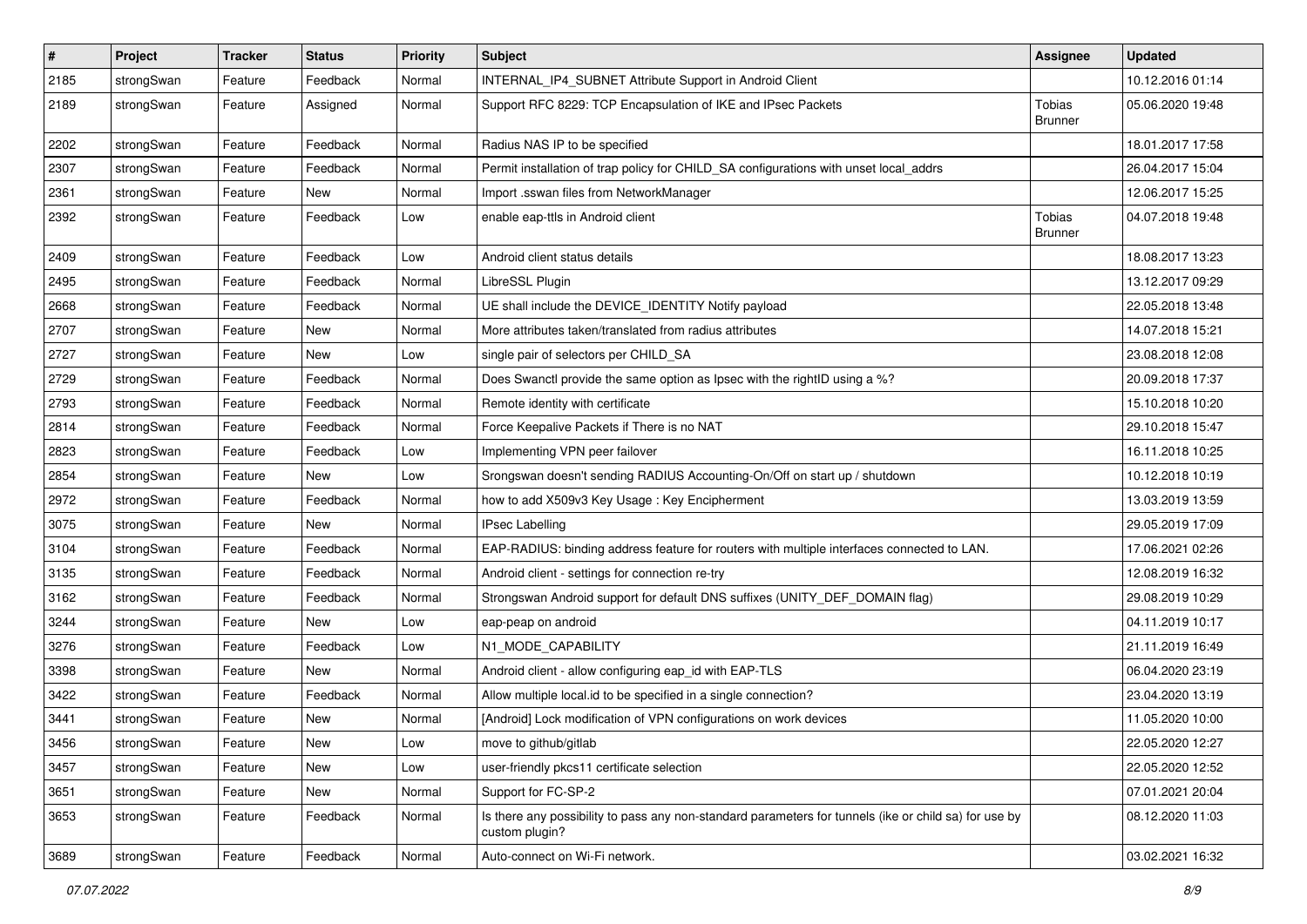| # | Project | Tracker | Status | Priority | Subject | Assignee | Updated |
|---|---|---|---|---|---|---|---|
| 2185 | strongSwan | Feature | Feedback | Normal | INTERNAL_IP4_SUBNET Attribute Support in Android Client | | 10.12.2016 01:14 |
| 2189 | strongSwan | Feature | Assigned | Normal | Support RFC 8229: TCP Encapsulation of IKE and IPsec Packets | Tobias Brunner | 05.06.2020 19:48 |
| 2202 | strongSwan | Feature | Feedback | Normal | Radius NAS IP to be specified | | 18.01.2017 17:58 |
| 2307 | strongSwan | Feature | Feedback | Normal | Permit installation of trap policy for CHILD_SA configurations with unset local_addrs | | 26.04.2017 15:04 |
| 2361 | strongSwan | Feature | New | Normal | Import .sswan files from NetworkManager | | 12.06.2017 15:25 |
| 2392 | strongSwan | Feature | Feedback | Low | enable eap-ttls in Android client | Tobias Brunner | 04.07.2018 19:48 |
| 2409 | strongSwan | Feature | Feedback | Low | Android client status details | | 18.08.2017 13:23 |
| 2495 | strongSwan | Feature | Feedback | Normal | LibreSSL Plugin | | 13.12.2017 09:29 |
| 2668 | strongSwan | Feature | Feedback | Normal | UE shall include the DEVICE_IDENTITY Notify payload | | 22.05.2018 13:48 |
| 2707 | strongSwan | Feature | New | Normal | More attributes taken/translated from radius attributes | | 14.07.2018 15:21 |
| 2727 | strongSwan | Feature | New | Low | single pair of selectors per CHILD_SA | | 23.08.2018 12:08 |
| 2729 | strongSwan | Feature | Feedback | Normal | Does Swanctl provide the same option as Ipsec with the rightID using a %? | | 20.09.2018 17:37 |
| 2793 | strongSwan | Feature | Feedback | Normal | Remote identity with certificate | | 15.10.2018 10:20 |
| 2814 | strongSwan | Feature | Feedback | Normal | Force Keepalive Packets if There is no NAT | | 29.10.2018 15:47 |
| 2823 | strongSwan | Feature | Feedback | Low | Implementing VPN peer failover | | 16.11.2018 10:25 |
| 2854 | strongSwan | Feature | New | Low | Srongswan doesn't sending RADIUS Accounting-On/Off on start up / shutdown | | 10.12.2018 10:19 |
| 2972 | strongSwan | Feature | Feedback | Normal | how to add X509v3 Key Usage : Key Encipherment | | 13.03.2019 13:59 |
| 3075 | strongSwan | Feature | New | Normal | IPsec Labelling | | 29.05.2019 17:09 |
| 3104 | strongSwan | Feature | Feedback | Normal | EAP-RADIUS: binding address feature for routers with multiple interfaces connected to LAN. | | 17.06.2021 02:26 |
| 3135 | strongSwan | Feature | Feedback | Normal | Android client - settings for connection re-try | | 12.08.2019 16:32 |
| 3162 | strongSwan | Feature | Feedback | Normal | Strongswan Android support for default DNS suffixes (UNITY_DEF_DOMAIN flag) | | 29.08.2019 10:29 |
| 3244 | strongSwan | Feature | New | Low | eap-peap on android | | 04.11.2019 10:17 |
| 3276 | strongSwan | Feature | Feedback | Low | N1_MODE_CAPABILITY | | 21.11.2019 16:49 |
| 3398 | strongSwan | Feature | New | Normal | Android client - allow configuring eap_id with EAP-TLS | | 06.04.2020 23:19 |
| 3422 | strongSwan | Feature | Feedback | Normal | Allow multiple local.id to be specified in a single connection? | | 23.04.2020 13:19 |
| 3441 | strongSwan | Feature | New | Normal | [Android] Lock modification of VPN configurations on work devices | | 11.05.2020 10:00 |
| 3456 | strongSwan | Feature | New | Low | move to github/gitlab | | 22.05.2020 12:27 |
| 3457 | strongSwan | Feature | New | Low | user-friendly pkcs11 certificate selection | | 22.05.2020 12:52 |
| 3651 | strongSwan | Feature | New | Normal | Support for FC-SP-2 | | 07.01.2021 20:04 |
| 3653 | strongSwan | Feature | Feedback | Normal | Is there any possibility to pass any non-standard parameters for tunnels (ike or child sa) for use by custom plugin? | | 08.12.2020 11:03 |
| 3689 | strongSwan | Feature | Feedback | Normal | Auto-connect on Wi-Fi network. | | 03.02.2021 16:32 |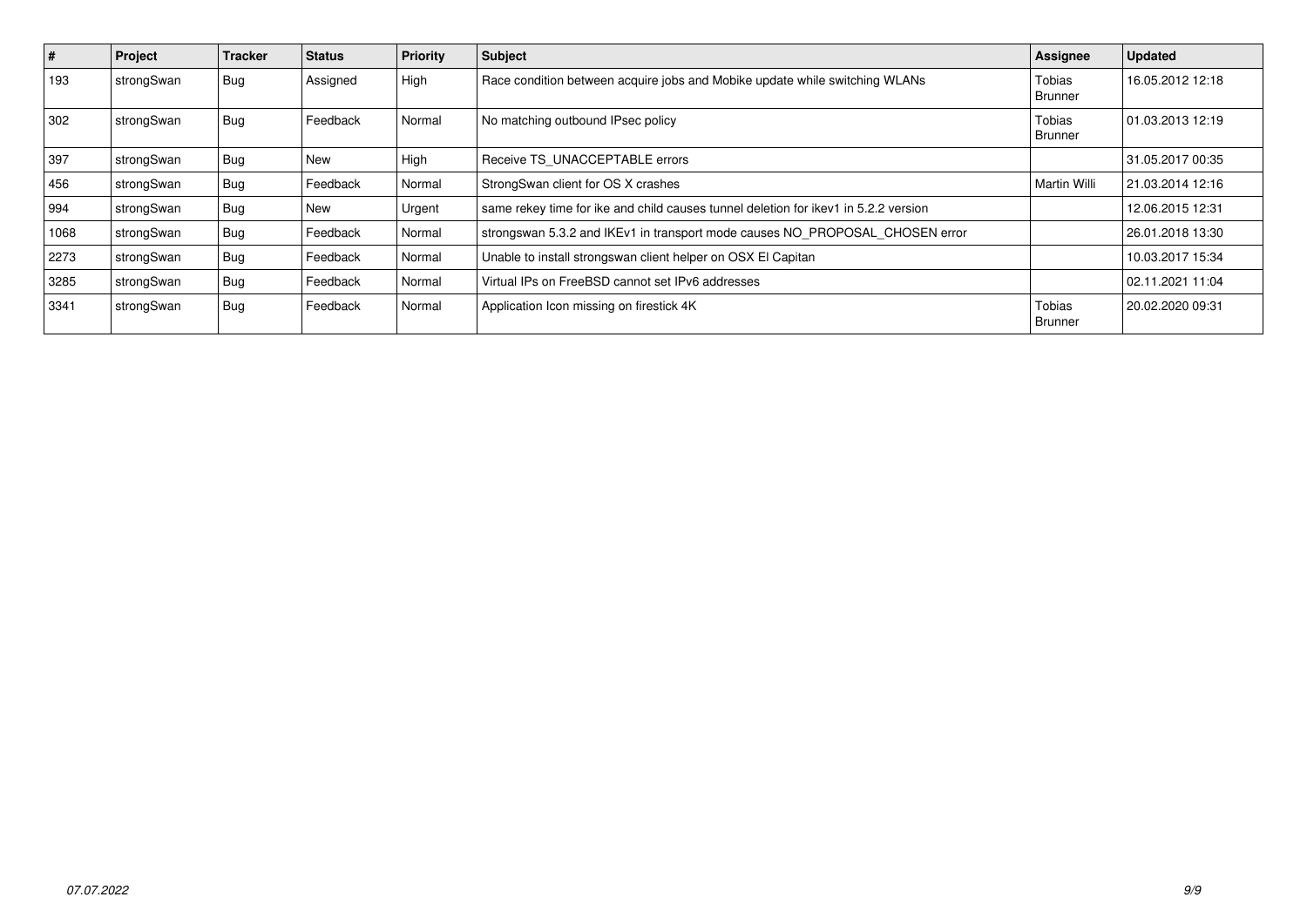| # | Project | Tracker | Status | Priority | Subject | Assignee | Updated |
|---|---|---|---|---|---|---|---|
| 193 | strongSwan | Bug | Assigned | High | Race condition between acquire jobs and Mobike update while switching WLANs | Tobias Brunner | 16.05.2012 12:18 |
| 302 | strongSwan | Bug | Feedback | Normal | No matching outbound IPsec policy | Tobias Brunner | 01.03.2013 12:19 |
| 397 | strongSwan | Bug | New | High | Receive TS_UNACCEPTABLE errors | | 31.05.2017 00:35 |
| 456 | strongSwan | Bug | Feedback | Normal | StrongSwan client for OS X crashes | Martin Willi | 21.03.2014 12:16 |
| 994 | strongSwan | Bug | New | Urgent | same rekey time for ike and child causes tunnel deletion for ikev1 in 5.2.2 version | | 12.06.2015 12:31 |
| 1068 | strongSwan | Bug | Feedback | Normal | strongswan 5.3.2 and IKEv1 in transport mode causes NO_PROPOSAL_CHOSEN error | | 26.01.2018 13:30 |
| 2273 | strongSwan | Bug | Feedback | Normal | Unable to install strongswan client helper on OSX El Capitan | | 10.03.2017 15:34 |
| 3285 | strongSwan | Bug | Feedback | Normal | Virtual IPs on FreeBSD cannot set IPv6 addresses | | 02.11.2021 11:04 |
| 3341 | strongSwan | Bug | Feedback | Normal | Application Icon missing on firestick 4K | Tobias Brunner | 20.02.2020 09:31 |

*07.07.2022*